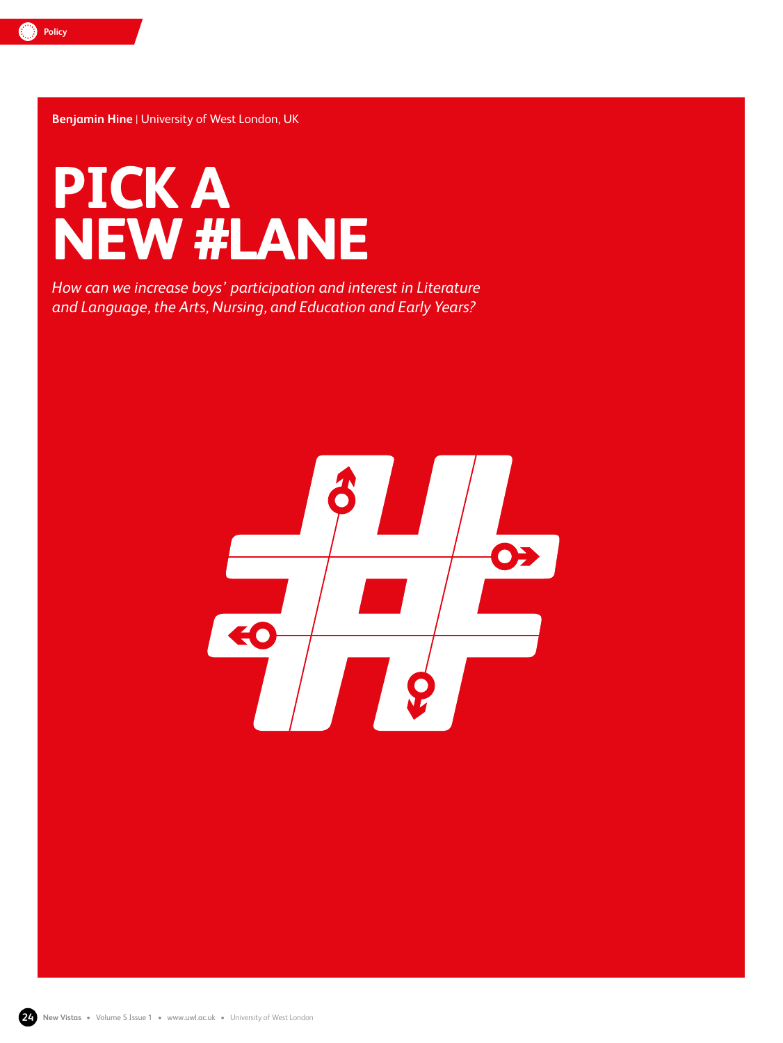**Benjamin Hine** | University of West London, UK

# PICK A NEW #LANE

*How can we increase boys' participation and interest in Literature and Language, the Arts, Nursing, and Education and Early Years?*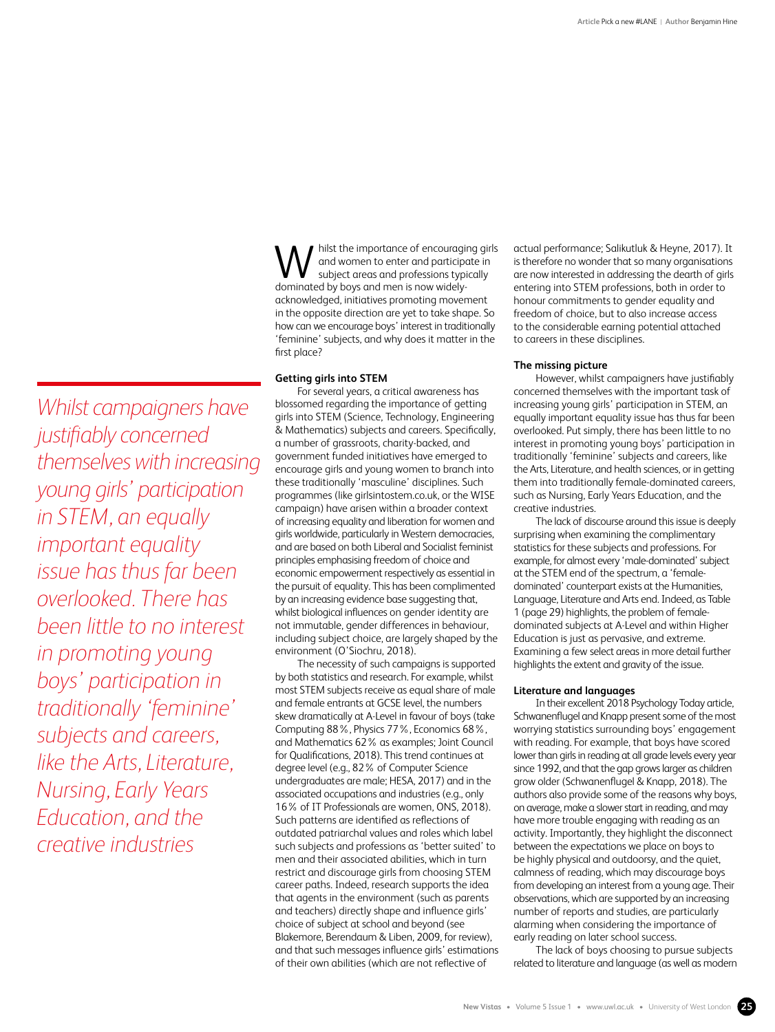*Whilst campaigners have justifiably concerned themselves with increasing young girls' participation in STEM, an equally important equality issue has thus far been overlooked. There has been little to no interest in promoting young boys' participation in traditionally 'feminine' subjects and careers, like the Arts, Literature, Nursing, Early Years Education, and the creative industries*

Whilst the importance of encouraging girls and women to enter and participate in subject areas and professions typically dominated by boys and men is now widely-acknowledged, initiatives promoting movement in the opposite direction are yet to take shape. So how can we encourage boys' interest in traditionally 'feminine' subjects, and why does it matter in the first place?

**Getting girls into STEM**

For several years, a critical awareness has blossomed regarding the importance of getting girls into STEM (Science, Technology, Engineering & Mathematics) subjects and careers. Specifically, a number of grassroots, charity-backed, and government funded initiatives have emerged to encourage girls and young women to branch into these traditionally 'masculine' disciplines. Such programmes (like girlsintostem.co.uk, or the WISE campaign) have arisen within a broader context of increasing equality and liberation for women and girls worldwide, particularly in Western democracies, and are based on both Liberal and Socialist feminist principles emphasising freedom of choice and economic empowerment respectively as essential in the pursuit of equality. This has been complimented by an increasing evidence base suggesting that, whilst biological influences on gender identity are not immutable, gender differences in behaviour, including subject choice, are largely shaped by the environment (O'Siochru, 2018).

The necessity of such campaigns is supported by both statistics and research. For example, whilst most STEM subjects receive as equal share of male and female entrants at GCSE level, the numbers skew dramatically at A-Level in favour of boys (take Computing 88%, Physics 77%, Economics 68%, and Mathematics 62% as examples; Joint Council for Qualifications, 2018). This trend continues at degree level (e.g., 82% of Computer Science undergraduates are male; HESA, 2017) and in the associated occupations and industries (e.g., only 16% of IT Professionals are women, ONS, 2018). Such patterns are identified as reflections of outdated patriarchal values and roles which label such subjects and professions as 'better suited' to men and their associated abilities, which in turn restrict and discourage girls from choosing STEM career paths. Indeed, research supports the idea that agents in the environment (such as parents and teachers) directly shape and influence girls' choice of subject at school and beyond (see Blakemore, Berendaum & Liben, 2009, for review), and that such messages influence girls' estimations of their own abilities (which are not reflective of actual performance; Salikutluk & Heyne, 2017). It is therefore no wonder that so many organisations are now interested in addressing the dearth of girls entering into STEM professions, both in order to honour commitments to gender equality and freedom of choice, but to also increase access to the considerable earning potential attached to careers in these disciplines.

**The missing picture**

However, whilst campaigners have justifiably concerned themselves with the important task of increasing young girls' participation in STEM, an equally important equality issue has thus far been overlooked. Put simply, there has been little to no interest in promoting young boys' participation in traditionally 'feminine' subjects and careers, like the Arts, Literature, Language, and health sciences, or in getting them into traditionally female-dominated careers, such as Nursing, Early Years Education, and the creative industries.

The lack of discourse around this issue is deeply surprising when examining the complimentary statistics for these subjects and professions. For example, for almost every 'male-dominated' subject at the STEM end of the spectrum, a 'female-dominated' counterpart exists at the Humanities, Language, Literature and Arts end. Indeed, as Table 1 (page 29) highlights, the problem of female-dominated subjects at A-Level and within Higher Education is just as pervasive, and extreme. Examining a few select areas in more detail further highlights the extent and gravity of the issue.

**Literature and languages**

In their excellent 2018 Psychology Today article, Schwanenflugel and Knapp present some of the most worrying statistics surrounding boys' engagement with reading. For example, that boys have scored lower than girls in reading at all grade levels every year since 1992, and that the gap grows larger as children grow older (Schwanenflugel & Knapp, 2018). The authors also provide some of the reasons why boys, on average, make a slower start in reading, and may have more trouble engaging with reading as an activity. Importantly, they highlight the disconnect between the expectations we place on boys to be highly physical and outdoorsy, and the quiet, calmness of reading, which may discourage boys from developing an interest from a young age. Their observations, which are supported by an increasing number of reports and studies, are particularly alarming when considering the importance of early reading on later school success.

The lack of boys choosing to pursue subjects related to literature and language (as well as modern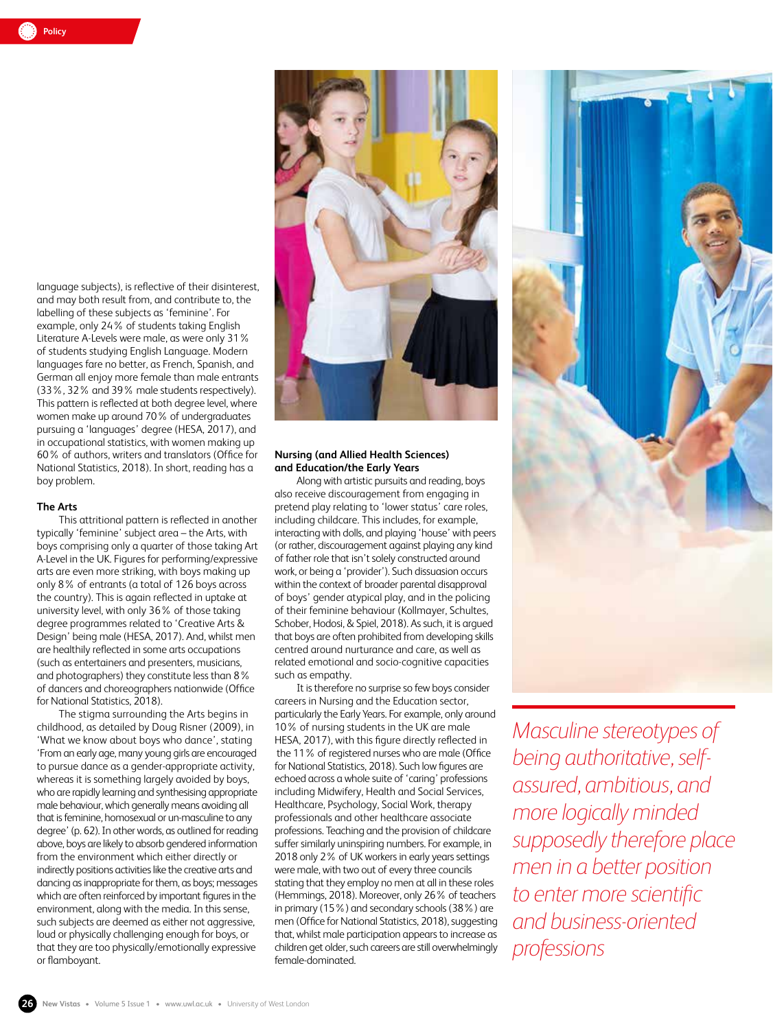language subjects), is reflective of their disinterest, and may both result from, and contribute to, the labelling of these subjects as 'feminine'. For example, only 24% of students taking English Literature A-Levels were male, as were only 31% of students studying English Language. Modern languages fare no better, as French, Spanish, and German all enjoy more female than male entrants (33%, 32% and 39% male students respectively). This pattern is reflected at both degree level, where women make up around 70% of undergraduates pursuing a 'languages' degree (HESA, 2017), and in occupational statistics, with women making up 60% of authors, writers and translators (Office for National Statistics, 2018). In short, reading has a boy problem.

### The Arts

This attritional pattern is reflected in another typically 'feminine' subject area – the Arts, with boys comprising only a quarter of those taking Art A-Level in the UK. Figures for performing/expressive arts are even more striking, with boys making up only 8% of entrants (a total of 126 boys across the country). This is again reflected in uptake at university level, with only 36% of those taking degree programmes related to 'Creative Arts & Design' being male (HESA, 2017). And, whilst men are healthily reflected in some arts occupations (such as entertainers and presenters, musicians, and photographers) they constitute less than 8% of dancers and choreographers nationwide (Office for National Statistics, 2018).

The stigma surrounding the Arts begins in childhood, as detailed by Doug Risner (2009), in 'What we know about boys who dance', stating 'From an early age, many young girls are encouraged to pursue dance as a gender-appropriate activity, whereas it is something largely avoided by boys, who are rapidly learning and synthesising appropriate male behaviour, which generally means avoiding all that is feminine, homosexual or un-masculine to any degree' (p. 62). In other words, as outlined for reading above, boys are likely to absorb gendered information from the environment which either directly or indirectly positions activities like the creative arts and dancing as inappropriate for them, as boys; messages which are often reinforced by important figures in the environment, along with the media. In this sense, such subjects are deemed as either not aggressive, loud or physically challenging enough for boys, or that they are too physically/emotionally expressive or flamboyant.

### Nursing (and Allied Health Sciences) and Education/the Early Years

Along with artistic pursuits and reading, boys also receive discouragement from engaging in pretend play relating to 'lower status' care roles, including childcare. This includes, for example, interacting with dolls, and playing 'house' with peers (or rather, discouragement against playing any kind of father role that isn't solely constructed around work, or being a 'provider'). Such dissuasion occurs within the context of broader parental disapproval of boys' gender atypical play, and in the policing of their feminine behaviour (Kollmayer, Schultes, Schober, Hodosi, & Spiel, 2018). As such, it is argued that boys are often prohibited from developing skills centred around nurturance and care, as well as related emotional and socio-cognitive capacities such as empathy.

It is therefore no surprise so few boys consider careers in Nursing and the Education sector, particularly the Early Years. For example, only around 10% of nursing students in the UK are male HESA, 2017), with this figure directly reflected in the 11% of registered nurses who are male (Office for National Statistics, 2018). Such low figures are echoed across a whole suite of 'caring' professions including Midwifery, Health and Social Services, Healthcare, Psychology, Social Work, therapy professionals and other healthcare associate professions. Teaching and the provision of childcare suffer similarly uninspiring numbers. For example, in 2018 only 2% of UK workers in early years settings were male, with two out of every three councils stating that they employ no men at all in these roles (Hemmings, 2018). Moreover, only 26% of teachers in primary (15%) and secondary schools (38%) are men (Office for National Statistics, 2018), suggesting that, whilst male participation appears to increase as children get older, such careers are still overwhelmingly female-dominated.

*Masculine stereotypes of being authoritative, self-assured, ambitious, and more logically minded supposedly therefore place men in a better position to enter more scientific and business-oriented professions*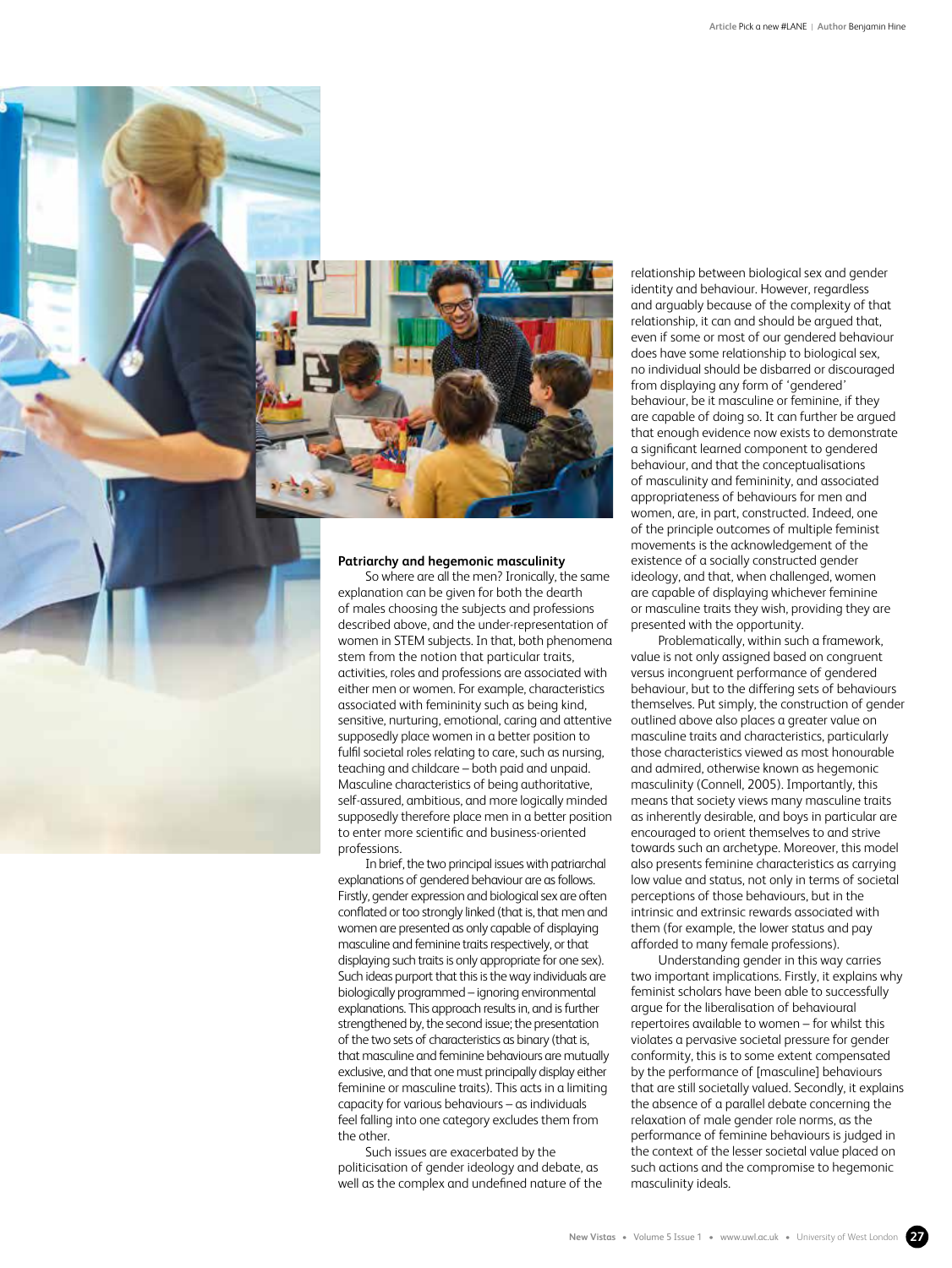## Patriarchy and hegemonic masculinity

So where are all the men? Ironically, the same explanation can be given for both the dearth of males choosing the subjects and professions described above, and the under-representation of women in STEM subjects. In that, both phenomena stem from the notion that particular traits, activities, roles and professions are associated with either men or women. For example, characteristics associated with femininity such as being kind, sensitive, nurturing, emotional, caring and attentive supposedly place women in a better position to fulfil societal roles relating to care, such as nursing, teaching and childcare – both paid and unpaid. Masculine characteristics of being authoritative, self-assured, ambitious, and more logically minded supposedly therefore place men in a better position to enter more scientific and business-oriented professions.

In brief, the two principal issues with patriarchal explanations of gendered behaviour are as follows. Firstly, gender expression and biological sex are often conflated or too strongly linked (that is, that men and women are presented as only capable of displaying masculine and feminine traits respectively, or that displaying such traits is only appropriate for one sex). Such ideas purport that this is the way individuals are biologically programmed – ignoring environmental explanations. This approach results in, and is further strengthened by, the second issue; the presentation of the two sets of characteristics as binary (that is, that masculine and feminine behaviours are mutually exclusive, and that one must principally display either feminine or masculine traits). This acts in a limiting capacity for various behaviours – as individuals feel falling into one category excludes them from the other.

Such issues are exacerbated by the politicisation of gender ideology and debate, as well as the complex and undefined nature of the relationship between biological sex and gender identity and behaviour. However, regardless and arguably because of the complexity of that relationship, it can and should be argued that, even if some or most of our gendered behaviour does have some relationship to biological sex, no individual should be disbarred or discouraged from displaying any form of 'gendered' behaviour, be it masculine or feminine, if they are capable of doing so. It can further be argued that enough evidence now exists to demonstrate a significant learned component to gendered behaviour, and that the conceptualisations of masculinity and femininity, and associated appropriateness of behaviours for men and women, are, in part, constructed. Indeed, one of the principle outcomes of multiple feminist movements is the acknowledgement of the existence of a socially constructed gender ideology, and that, when challenged, women are capable of displaying whichever feminine or masculine traits they wish, providing they are presented with the opportunity.

Problematically, within such a framework, value is not only assigned based on congruent versus incongruent performance of gendered behaviour, but to the differing sets of behaviours themselves. Put simply, the construction of gender outlined above also places a greater value on masculine traits and characteristics, particularly those characteristics viewed as most honourable and admired, otherwise known as hegemonic masculinity (Connell, 2005). Importantly, this means that society views many masculine traits as inherently desirable, and boys in particular are encouraged to orient themselves to and strive towards such an archetype. Moreover, this model also presents feminine characteristics as carrying low value and status, not only in terms of societal perceptions of those behaviours, but in the intrinsic and extrinsic rewards associated with them (for example, the lower status and pay afforded to many female professions).

Understanding gender in this way carries two important implications. Firstly, it explains why feminist scholars have been able to successfully argue for the liberalisation of behavioural repertoires available to women – for whilst this violates a pervasive societal pressure for gender conformity, this is to some extent compensated by the performance of [masculine] behaviours that are still societally valued. Secondly, it explains the absence of a parallel debate concerning the relaxation of male gender role norms, as the performance of feminine behaviours is judged in the context of the lesser societal value placed on such actions and the compromise to hegemonic masculinity ideals.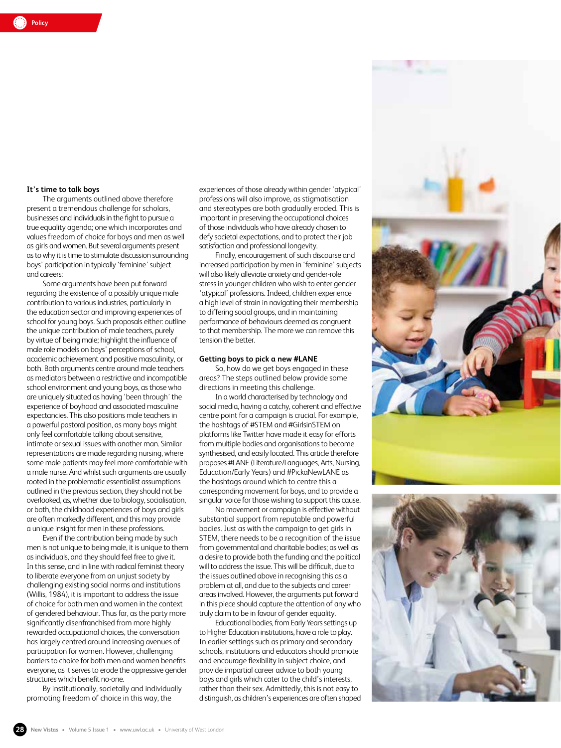## It's time to talk boys

The arguments outlined above therefore present a tremendous challenge for scholars, businesses and individuals in the fight to pursue a true equality agenda; one which incorporates and values freedom of choice for boys and men as well as girls and women. But several arguments present as to why it is time to stimulate discussion surrounding boys' participation in typically 'feminine' subject and careers:

Some arguments have been put forward regarding the existence of a possibly unique male contribution to various industries, particularly in the education sector and improving experiences of school for young boys. Such proposals either: outline the unique contribution of male teachers, purely by virtue of being male; highlight the influence of male role models on boys' perceptions of school, academic achievement and positive masculinity, or both. Both arguments centre around male teachers as mediators between a restrictive and incompatible school environment and young boys, as those who are uniquely situated as having 'been through' the experience of boyhood and associated masculine expectancies. This also positions male teachers in a powerful pastoral position, as many boys might only feel comfortable talking about sensitive, intimate or sexual issues with another man. Similar representations are made regarding nursing, where some male patients may feel more comfortable with a male nurse. And whilst such arguments are usually rooted in the problematic essentialist assumptions outlined in the previous section, they should not be overlooked, as, whether due to biology, socialisation, or both, the childhood experiences of boys and girls are often markedly different, and this may provide a unique insight for men in these professions.

Even if the contribution being made by such men is not unique to being male, it is unique to them as individuals, and they should feel free to give it. In this sense, and in line with radical feminist theory to liberate everyone from an unjust society by challenging existing social norms and institutions (Willis, 1984), it is important to address the issue of choice for both men and women in the context of gendered behaviour. Thus far, as the party more significantly disenfranchised from more highly rewarded occupational choices, the conversation has largely centred around increasing avenues of participation for women. However, challenging barriers to choice for both men and women benefits everyone, as it serves to erode the oppressive gender structures which benefit no-one.

By institutionally, societally and individually promoting freedom of choice in this way, the experiences of those already within gender 'atypical' professions will also improve, as stigmatisation and stereotypes are both gradually eroded. This is important in preserving the occupational choices of those individuals who have already chosen to defy societal expectations, and to protect their job satisfaction and professional longevity.

Finally, encouragement of such discourse and increased participation by men in 'feminine' subjects will also likely alleviate anxiety and gender-role stress in younger children who wish to enter gender 'atypical' professions. Indeed, children experience a high level of strain in navigating their membership to differing social groups, and in maintaining performance of behaviours deemed as congruent to that membership. The more we can remove this tension the better.

## Getting boys to pick a new #LANE

So, how do we get boys engaged in these areas? The steps outlined below provide some directions in meeting this challenge.

In a world characterised by technology and social media, having a catchy, coherent and effective centre point for a campaign is crucial. For example, the hashtags of #STEM and #GirlsinSTEM on platforms like Twitter have made it easy for efforts from multiple bodies and organisations to become synthesised, and easily located. This article therefore proposes #LANE (Literature/Languages, Arts, Nursing, Education/Early Years) and #PickaNewLANE as the hashtags around which to centre this a corresponding movement for boys, and to provide a singular voice for those wishing to support this cause.

No movement or campaign is effective without substantial support from reputable and powerful bodies. Just as with the campaign to get girls in STEM, there needs to be a recognition of the issue from governmental and charitable bodies; as well as a desire to provide both the funding and the political will to address the issue. This will be difficult, due to the issues outlined above in recognising this as a problem at all, and due to the subjects and career areas involved. However, the arguments put forward in this piece should capture the attention of any who truly claim to be in favour of gender equality.

Educational bodies, from Early Years settings up to Higher Education institutions, have a role to play. In earlier settings such as primary and secondary schools, institutions and educators should promote and encourage flexibility in subject choice, and provide impartial career advice to both young boys and girls which cater to the child's interests, rather than their sex. Admittedly, this is not easy to distinguish, as children's experiences are often shaped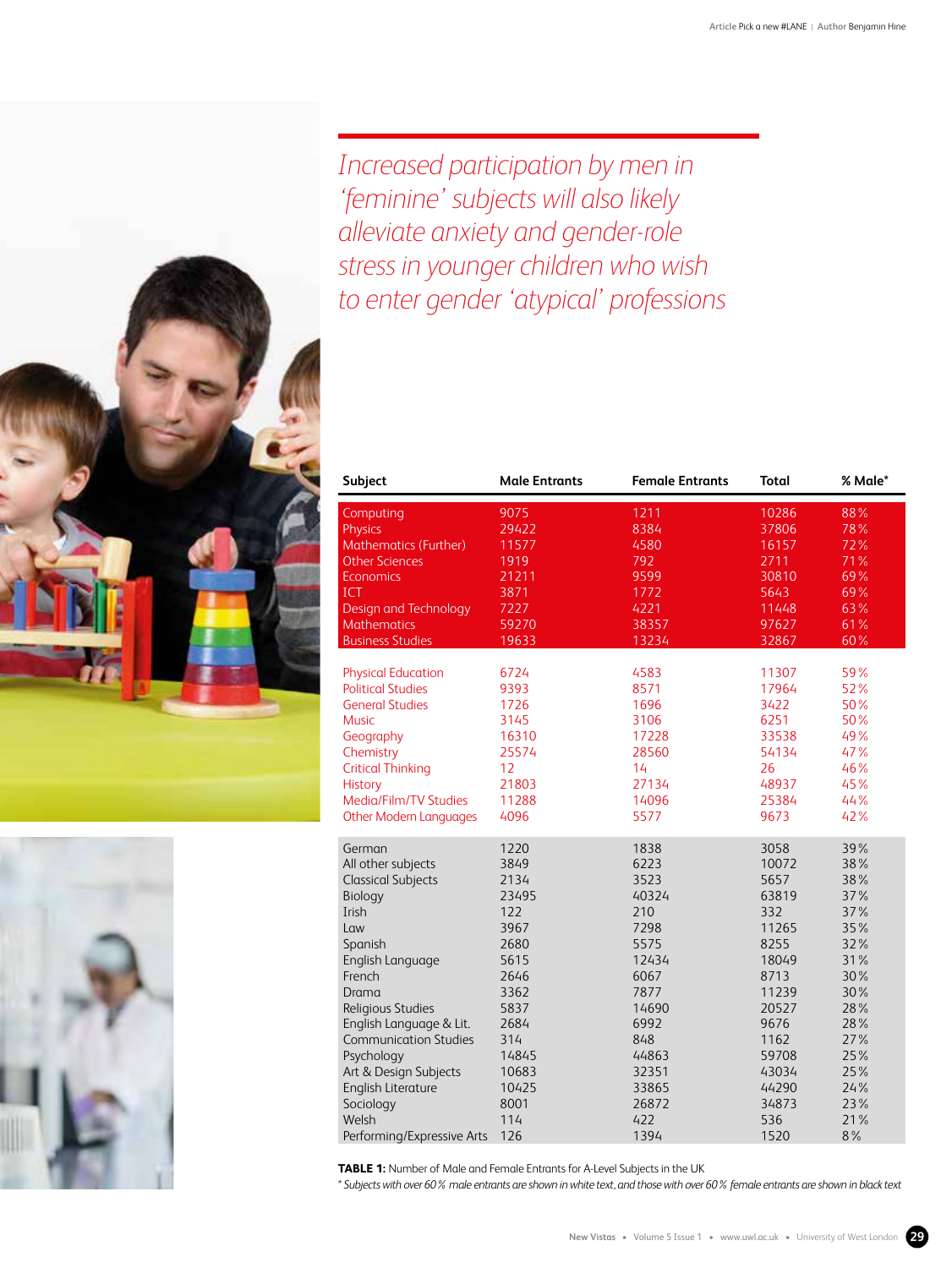*Increased participation by men in 'feminine' subjects will also likely alleviate anxiety and gender-role stress in younger children who wish to enter gender 'atypical' professions*

| Subject | Male Entrants | Female Entrants | Total | % Male* |
|---|---|---|---|---|
| Computing | 9075 | 1211 | 10286 | 88% |
| Physics | 29422 | 8384 | 37806 | 78% |
| Mathematics (Further) | 11577 | 4580 | 16157 | 72% |
| Other Sciences | 1919 | 792 | 2711 | 71% |
| Economics | 21211 | 9599 | 30810 | 69% |
| ICT | 3871 | 1772 | 5643 | 69% |
| Design and Technology | 7227 | 4221 | 11448 | 63% |
| Mathematics | 59270 | 38357 | 97627 | 61% |
| Business Studies | 19633 | 13234 | 32867 | 60% |
| Physical Education | 6724 | 4583 | 11307 | 59% |
| Political Studies | 9393 | 8571 | 17964 | 52% |
| General Studies | 1726 | 1696 | 3422 | 50% |
| Music | 3145 | 3106 | 6251 | 50% |
| Geography | 16310 | 17228 | 33538 | 49% |
| Chemistry | 25574 | 28560 | 54134 | 47% |
| Critical Thinking | 12 | 14 | 26 | 46% |
| History | 21803 | 27134 | 48937 | 45% |
| Media/Film/TV Studies | 11288 | 14096 | 25384 | 44% |
| Other Modern Languages | 4096 | 5577 | 9673 | 42% |
| German | 1220 | 1838 | 3058 | 39% |
| All other subjects | 3849 | 6223 | 10072 | 38% |
| Classical Subjects | 2134 | 3523 | 5657 | 38% |
| Biology | 23495 | 40324 | 63819 | 37% |
| Irish | 122 | 210 | 332 | 37% |
| Law | 3967 | 7298 | 11265 | 35% |
| Spanish | 2680 | 5575 | 8255 | 32% |
| English Language | 5615 | 12434 | 18049 | 31% |
| French | 2646 | 6067 | 8713 | 30% |
| Drama | 3362 | 7877 | 11239 | 30% |
| Religious Studies | 5837 | 14690 | 20527 | 28% |
| English Language & Lit. | 2684 | 6992 | 9676 | 28% |
| Communication Studies | 314 | 848 | 1162 | 27% |
| Psychology | 14845 | 44863 | 59708 | 25% |
| Art & Design Subjects | 10683 | 32351 | 43034 | 25% |
| English Literature | 10425 | 33865 | 44290 | 24% |
| Sociology | 8001 | 26872 | 34873 | 23% |
| Welsh | 114 | 422 | 536 | 21% |
| Performing/Expressive Arts | 126 | 1394 | 1520 | 8% |

**TABLE 1:** Number of Male and Female Entrants for A-Level Subjects in the UK

*\* Subjects with over 60% male entrants are shown in white text, and those with over 60% female entrants are shown in black text*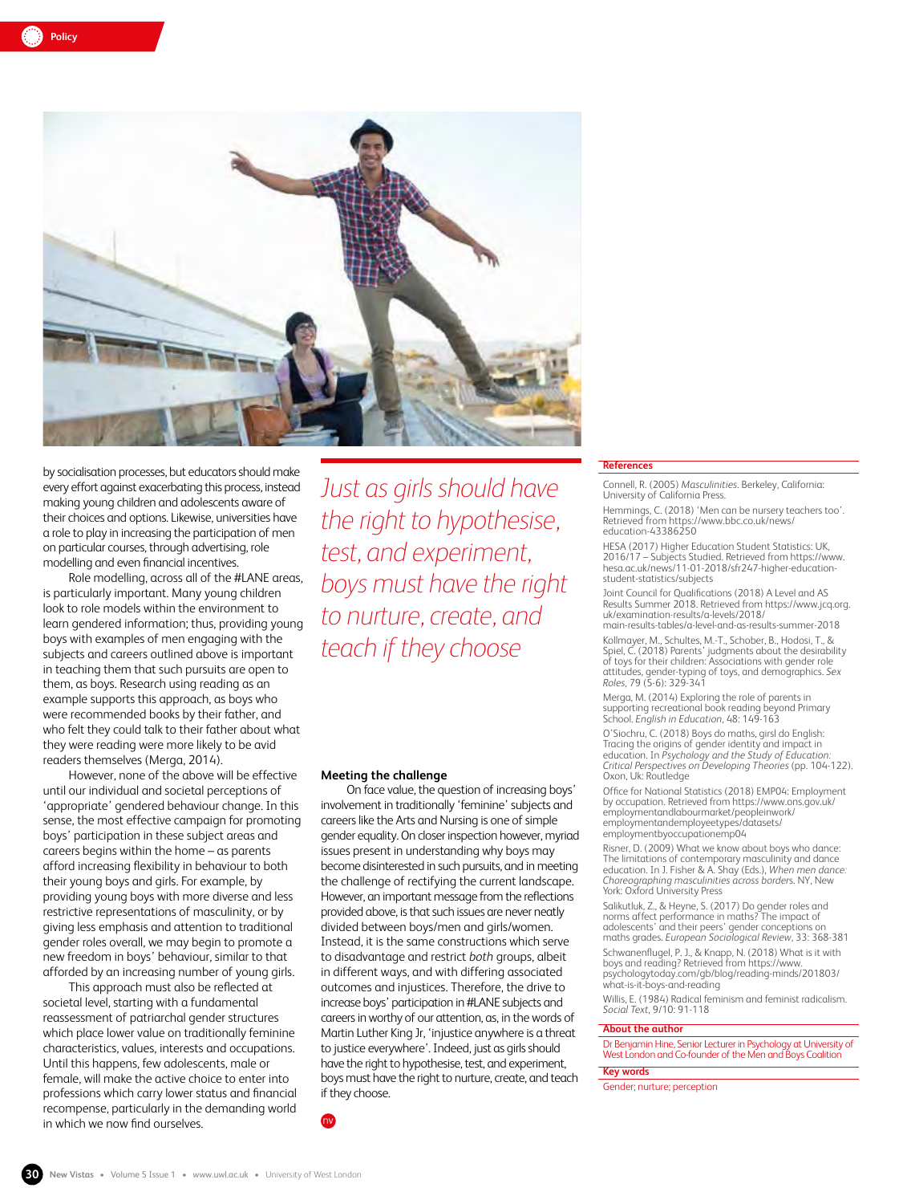by socialisation processes, but educators should make every effort against exacerbating this process, instead making young children and adolescents aware of their choices and options. Likewise, universities have a role to play in increasing the participation of men on particular courses, through advertising, role modelling and even financial incentives.

Role modelling, across all of the #LANE areas, is particularly important. Many young children look to role models within the environment to learn gendered information; thus, providing young boys with examples of men engaging with the subjects and careers outlined above is important in teaching them that such pursuits are open to them, as boys. Research using reading as an example supports this approach, as boys who were recommended books by their father, and who felt they could talk to their father about what they were reading were more likely to be avid readers themselves (Merga, 2014).

However, none of the above will be effective until our individual and societal perceptions of 'appropriate' gendered behaviour change. In this sense, the most effective campaign for promoting boys' participation in these subject areas and careers begins within the home – as parents afford increasing flexibility in behaviour to both their young boys and girls. For example, by providing young boys with more diverse and less restrictive representations of masculinity, or by giving less emphasis and attention to traditional gender roles overall, we may begin to promote a new freedom in boys' behaviour, similar to that afforded by an increasing number of young girls.

This approach must also be reflected at societal level, starting with a fundamental reassessment of patriarchal gender structures which place lower value on traditionally feminine characteristics, values, interests and occupations. Until this happens, few adolescents, male or female, will make the active choice to enter into professions which carry lower status and financial recompense, particularly in the demanding world in which we now find ourselves.

*Just as girls should have the right to hypothesise, test, and experiment, boys must have the right to nurture, create, and teach if they choose*

### Meeting the challenge

On face value, the question of increasing boys' involvement in traditionally 'feminine' subjects and careers like the Arts and Nursing is one of simple gender equality. On closer inspection however, myriad issues present in understanding why boys may become disinterested in such pursuits, and in meeting the challenge of rectifying the current landscape. However, an important message from the reflections provided above, is that such issues are never neatly divided between boys/men and girls/women. Instead, it is the same constructions which serve to disadvantage and restrict *both* groups, albeit in different ways, and with differing associated outcomes and injustices. Therefore, the drive to increase boys' participation in #LANE subjects and careers in worthy of our attention, as, in the words of Martin Luther King Jr, 'injustice anywhere is a threat to justice everywhere'. Indeed, just as girls should have the right to hypothesise, test, and experiment, boys must have the right to nurture, create, and teach if they choose.

### References

Connell, R. (2005) *Masculinities*. Berkeley, California: University of California Press.

Hemmings, C. (2018) 'Men can be nursery teachers too'. Retrieved from https://www.bbc.co.uk/news/education-43386250

HESA (2017) Higher Education Student Statistics: UK, 2016/17 – Subjects Studied. Retrieved from https://www.hesa.ac.uk/news/11-01-2018/sfr247-higher-education-student-statistics/subjects

Joint Council for Qualifications (2018) A Level and AS Results Summer 2018. Retrieved from https://www.jcq.org.uk/examination-results/a-levels/2018/main-results-tables/a-level-and-as-results-summer-2018

Kollmayer, M., Schultes, M.-T., Schober, B., Hodosi, T., & Spiel, C. (2018) Parents' judgments about the desirability of toys for their children: Associations with gender role attitudes, gender-typing of toys, and demographics. *Sex Roles*, 79 (5-6): 329-341

Merga, M. (2014) Exploring the role of parents in supporting recreational book reading beyond Primary School. *English in Education*, 48: 149-163

O'Siochru, C. (2018) Boys do maths, girsl do English: Tracing the origins of gender identity and impact in education. In *Psychology and the Study of Education: Critical Perspectives on Developing Theories* (pp. 104-122). Oxon, Uk: Routledge

Office for National Statistics (2018) EMP04: Employment by occupation. Retrieved from https://www.ons.gov.uk/employmentandlabourmarket/peopleinwork/employmentandemployeetypes/datasets/employmentbyoccupationemp04

Risner, D. (2009) What we know about boys who dance: The limitations of contemporary masculinity and dance education. In J. Fisher & A. Shay (Eds.), *When men dance: Choreographing masculinities across borders*. NY, New York: Oxford University Press

Salikutluk, Z., & Heyne, S. (2017) Do gender roles and norms affect performance in maths? The impact of adolescents' and their peers' gender conceptions on maths grades. *European Sociological Review*, 33: 368-381

Schwanenflugel, P. J., & Knapp, N. (2018) What is it with boys and reading? Retrieved from https://www.psychologytoday.com/gb/blog/reading-minds/201803/what-is-it-boys-and-reading

Willis, E. (1984) Radical feminism and feminist radicalism. *Social Text*, 9/10: 91-118

### About the author

Dr Benjamin Hine, Senior Lecturer in Psychology at University of West London and Co-founder of the Men and Boys Coalition

### Key words

Gender; nurture; perception